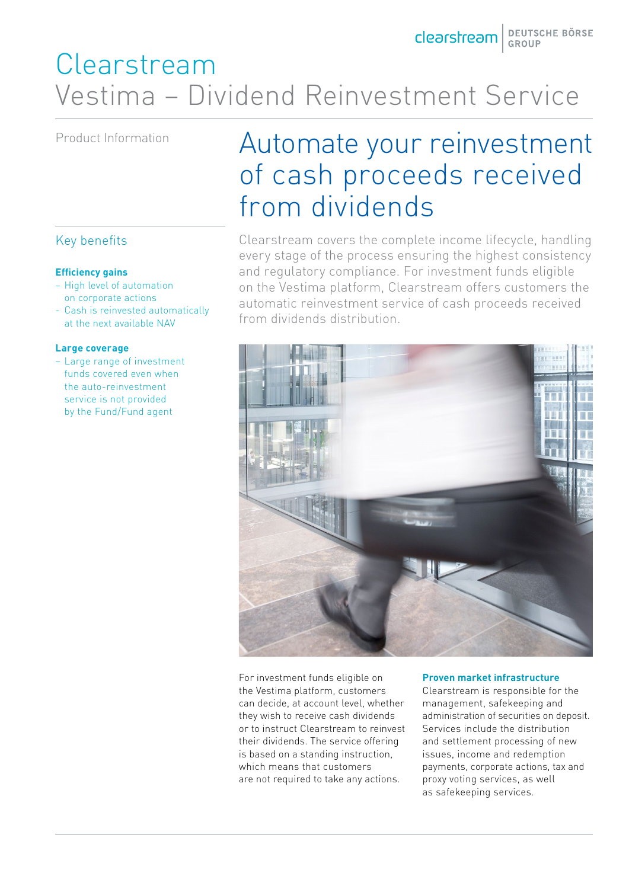# Clearstream
# Vestima – Dividend Reinvestment Service

Product Information

## Automate your reinvestment of cash proceeds received from dividends

### Key benefits

**Efficiency gains**

- High level of automation on corporate actions
- Cash is reinvested automatically at the next available NAV

**Large coverage**

- Large range of investment funds covered even when the auto-reinvestment service is not provided by the Fund/Fund agent

Clearstream covers the complete income lifecycle, handling every stage of the process ensuring the highest consistency and regulatory compliance. For investment funds eligible on the Vestima platform, Clearstream offers customers the automatic reinvestment service of cash proceeds received from dividends distribution.

For investment funds eligible on the Vestima platform, customers can decide, at account level, whether they wish to receive cash dividends or to instruct Clearstream to reinvest their dividends. The service offering is based on a standing instruction, which means that customers are not required to take any actions.

**Proven market infrastructure**

Clearstream is responsible for the management, safekeeping and administration of securities on deposit. Services include the distribution and settlement processing of new issues, income and redemption payments, corporate actions, tax and proxy voting services, as well as safekeeping services.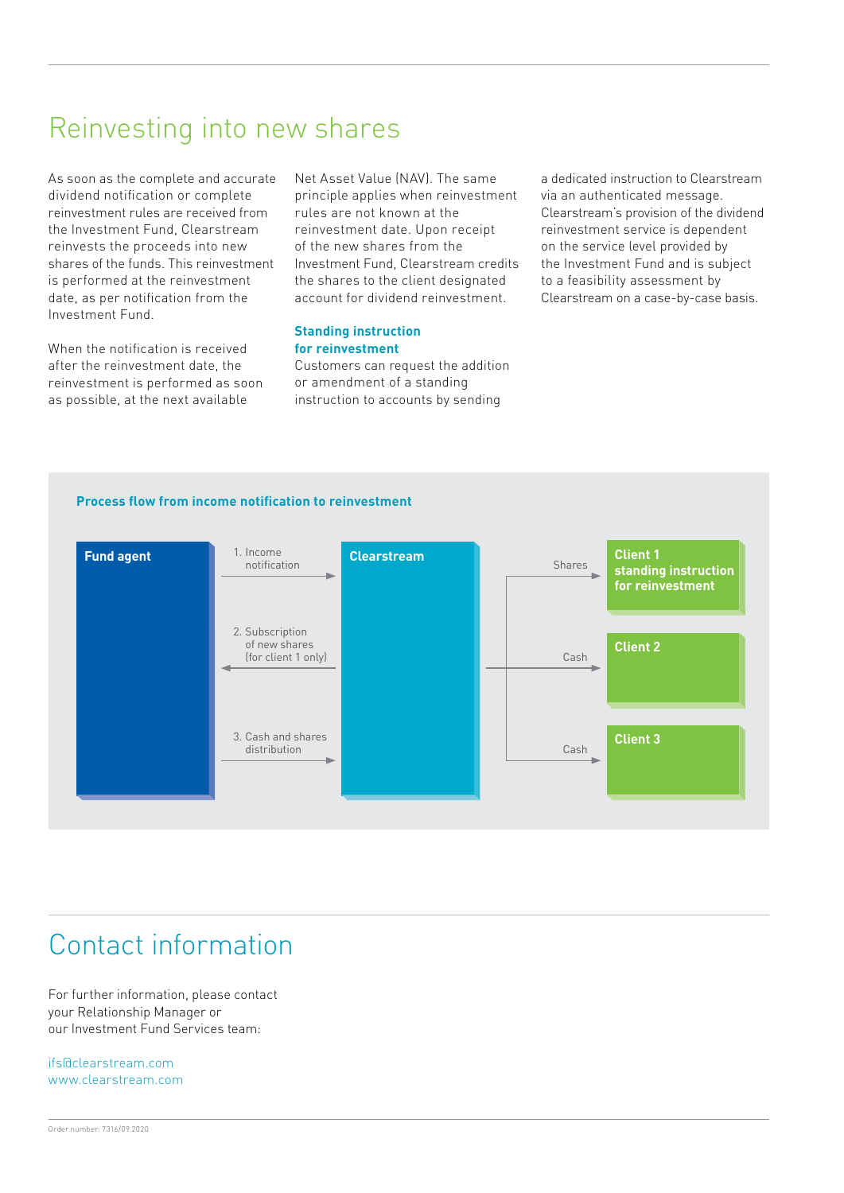# Reinvesting into new shares

As soon as the complete and accurate dividend notification or complete reinvestment rules are received from the Investment Fund, Clearstream reinvests the proceeds into new shares of the funds. This reinvestment is performed at the reinvestment date, as per notification from the Investment Fund.

When the notification is received after the reinvestment date, the reinvestment is performed as soon as possible, at the next available Net Asset Value (NAV). The same principle applies when reinvestment rules are not known at the reinvestment date. Upon receipt of the new shares from the Investment Fund, Clearstream credits the shares to the client designated account for dividend reinvestment.

### Standing instruction for reinvestment

Customers can request the addition or amendment of a standing instruction to accounts by sending a dedicated instruction to Clearstream via an authenticated message. Clearstream's provision of the dividend reinvestment service is dependent on the service level provided by the Investment Fund and is subject to a feasibility assessment by Clearstream on a case-by-case basis.

**Process flow from income notification to reinvestment**

Fund agent

1. Income notification

2. Subscription of new shares (for client 1 only)

3. Cash and shares distribution

Clearstream

Shares

Cash

Cash

Client 1 standing instruction for reinvestment

Client 2

Client 3

# Contact information

For further information, please contact your Relationship Manager or our Investment Fund Services team:

ifs@clearstream.com
www.clearstream.com

Order number: 7316/09.2020